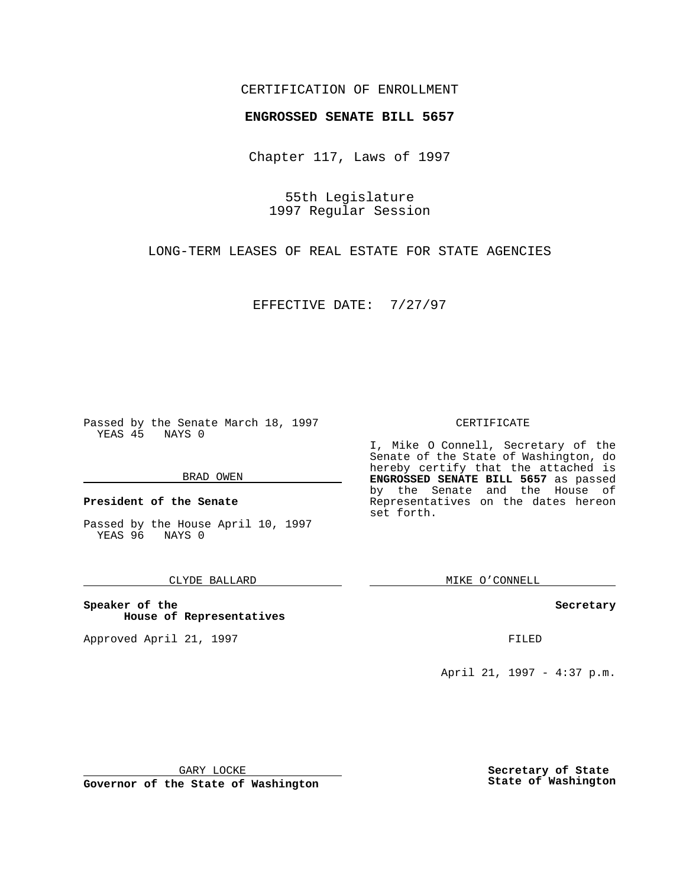CERTIFICATION OF ENROLLMENT

**ENGROSSED SENATE BILL 5657**

Chapter 117, Laws of 1997

55th Legislature
1997 Regular Session

LONG-TERM LEASES OF REAL ESTATE FOR STATE AGENCIES

EFFECTIVE DATE: 7/27/97

Passed by the Senate March 18, 1997
YEAS 45 NAYS 0

BRAD OWEN

**President of the Senate**

Passed by the House April 10, 1997
YEAS 96 NAYS 0

CLYDE BALLARD

**Speaker of the House of Representatives**

Approved April 21, 1997

GARY LOCKE

**Governor of the State of Washington**

CERTIFICATE

I, Mike O Connell, Secretary of the Senate of the State of Washington, do hereby certify that the attached is **ENGROSSED SENATE BILL 5657** as passed by the Senate and the House of Representatives on the dates hereon set forth.

MIKE O'CONNELL

**Secretary**

FILED

April 21, 1997 - 4:37 p.m.

**Secretary of State**
**State of Washington**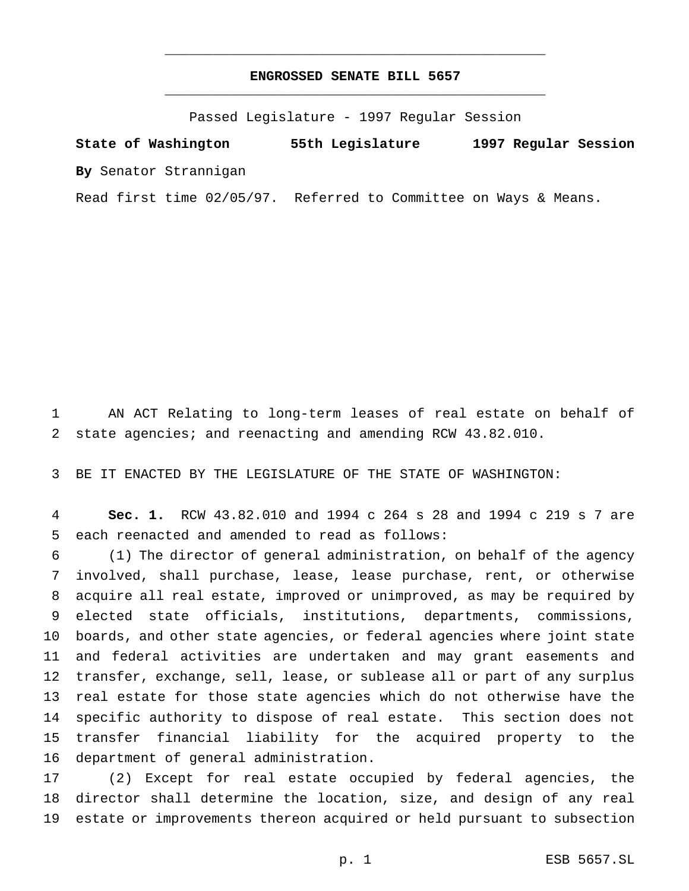# ENGROSSED SENATE BILL 5657

Passed Legislature - 1997 Regular Session

**State of Washington 55th Legislature 1997 Regular Session**

**By** Senator Strannigan

Read first time 02/05/97. Referred to Committee on Ways & Means.

AN ACT Relating to long-term leases of real estate on behalf of state agencies; and reenacting and amending RCW 43.82.010.

BE IT ENACTED BY THE LEGISLATURE OF THE STATE OF WASHINGTON:

**Sec. 1.** RCW 43.82.010 and 1994 c 264 s 28 and 1994 c 219 s 7 are each reenacted and amended to read as follows:

(1) The director of general administration, on behalf of the agency involved, shall purchase, lease, lease purchase, rent, or otherwise acquire all real estate, improved or unimproved, as may be required by elected state officials, institutions, departments, commissions, boards, and other state agencies, or federal agencies where joint state and federal activities are undertaken and may grant easements and transfer, exchange, sell, lease, or sublease all or part of any surplus real estate for those state agencies which do not otherwise have the specific authority to dispose of real estate. This section does not transfer financial liability for the acquired property to the department of general administration.

(2) Except for real estate occupied by federal agencies, the director shall determine the location, size, and design of any real estate or improvements thereon acquired or held pursuant to subsection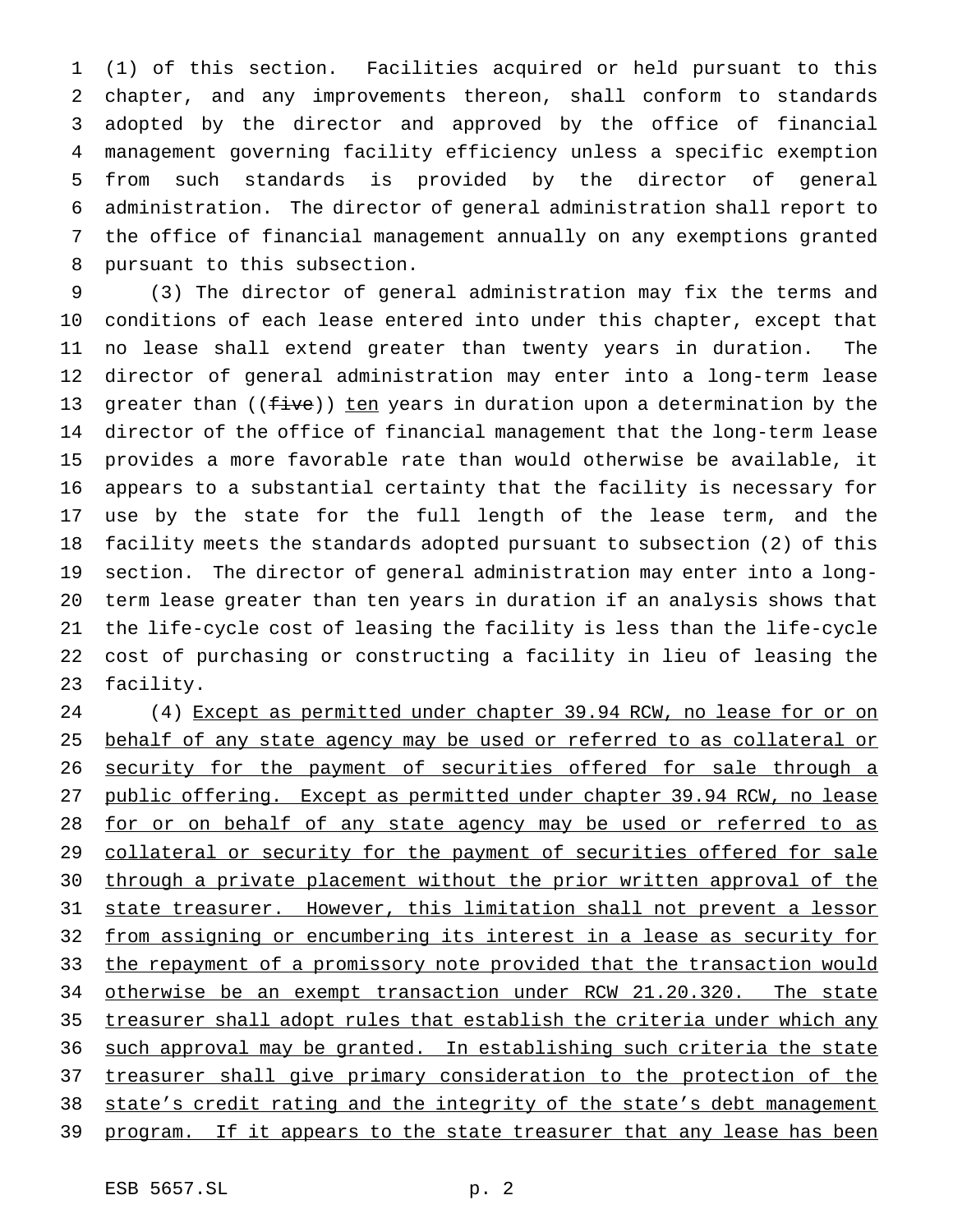(1) of this section. Facilities acquired or held pursuant to this chapter, and any improvements thereon, shall conform to standards adopted by the director and approved by the office of financial management governing facility efficiency unless a specific exemption from such standards is provided by the director of general administration. The director of general administration shall report to the office of financial management annually on any exemptions granted pursuant to this subsection.

(3) The director of general administration may fix the terms and conditions of each lease entered into under this chapter, except that no lease shall extend greater than twenty years in duration. The director of general administration may enter into a long-term lease greater than ((~~five~~)) <u>ten</u> years in duration upon a determination by the director of the office of financial management that the long-term lease provides a more favorable rate than would otherwise be available, it appears to a substantial certainty that the facility is necessary for use by the state for the full length of the lease term, and the facility meets the standards adopted pursuant to subsection (2) of this section. The director of general administration may enter into a long-term lease greater than ten years in duration if an analysis shows that the life-cycle cost of leasing the facility is less than the life-cycle cost of purchasing or constructing a facility in lieu of leasing the facility.

(4) <u>Except as permitted under chapter 39.94 RCW, no lease for or on behalf of any state agency may be used or referred to as collateral or security for the payment of securities offered for sale through a public offering. Except as permitted under chapter 39.94 RCW, no lease for or on behalf of any state agency may be used or referred to as collateral or security for the payment of securities offered for sale through a private placement without the prior written approval of the state treasurer. However, this limitation shall not prevent a lessor from assigning or encumbering its interest in a lease as security for the repayment of a promissory note provided that the transaction would otherwise be an exempt transaction under RCW 21.20.320. The state treasurer shall adopt rules that establish the criteria under which any such approval may be granted. In establishing such criteria the state treasurer shall give primary consideration to the protection of the state's credit rating and the integrity of the state's debt management program. If it appears to the state treasurer that any lease has been</u>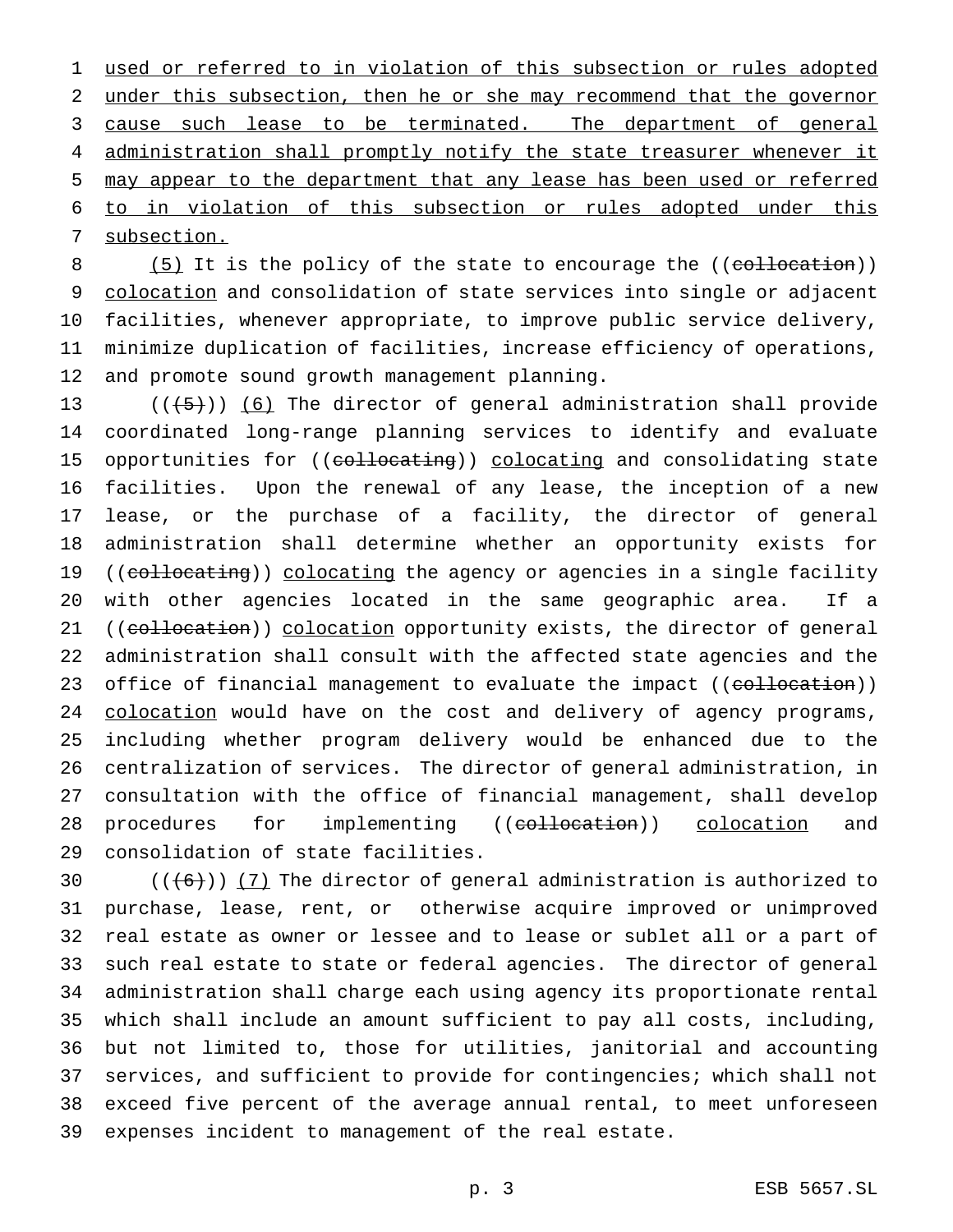used or referred to in violation of this subsection or rules adopted under this subsection, then he or she may recommend that the governor cause such lease to be terminated. The department of general administration shall promptly notify the state treasurer whenever it may appear to the department that any lease has been used or referred to in violation of this subsection or rules adopted under this subsection.

(5) It is the policy of the state to encourage the ((collocation)) colocation and consolidation of state services into single or adjacent facilities, whenever appropriate, to improve public service delivery, minimize duplication of facilities, increase efficiency of operations, and promote sound growth management planning.

(((5))) (6) The director of general administration shall provide coordinated long-range planning services to identify and evaluate opportunities for ((collocating)) colocating and consolidating state facilities. Upon the renewal of any lease, the inception of a new lease, or the purchase of a facility, the director of general administration shall determine whether an opportunity exists for ((collocating)) colocating the agency or agencies in a single facility with other agencies located in the same geographic area. If a ((collocation)) colocation opportunity exists, the director of general administration shall consult with the affected state agencies and the office of financial management to evaluate the impact ((collocation)) colocation would have on the cost and delivery of agency programs, including whether program delivery would be enhanced due to the centralization of services. The director of general administration, in consultation with the office of financial management, shall develop procedures for implementing ((collocation)) colocation and consolidation of state facilities.

(((6))) (7) The director of general administration is authorized to purchase, lease, rent, or otherwise acquire improved or unimproved real estate as owner or lessee and to lease or sublet all or a part of such real estate to state or federal agencies. The director of general administration shall charge each using agency its proportionate rental which shall include an amount sufficient to pay all costs, including, but not limited to, those for utilities, janitorial and accounting services, and sufficient to provide for contingencies; which shall not exceed five percent of the average annual rental, to meet unforeseen expenses incident to management of the real estate.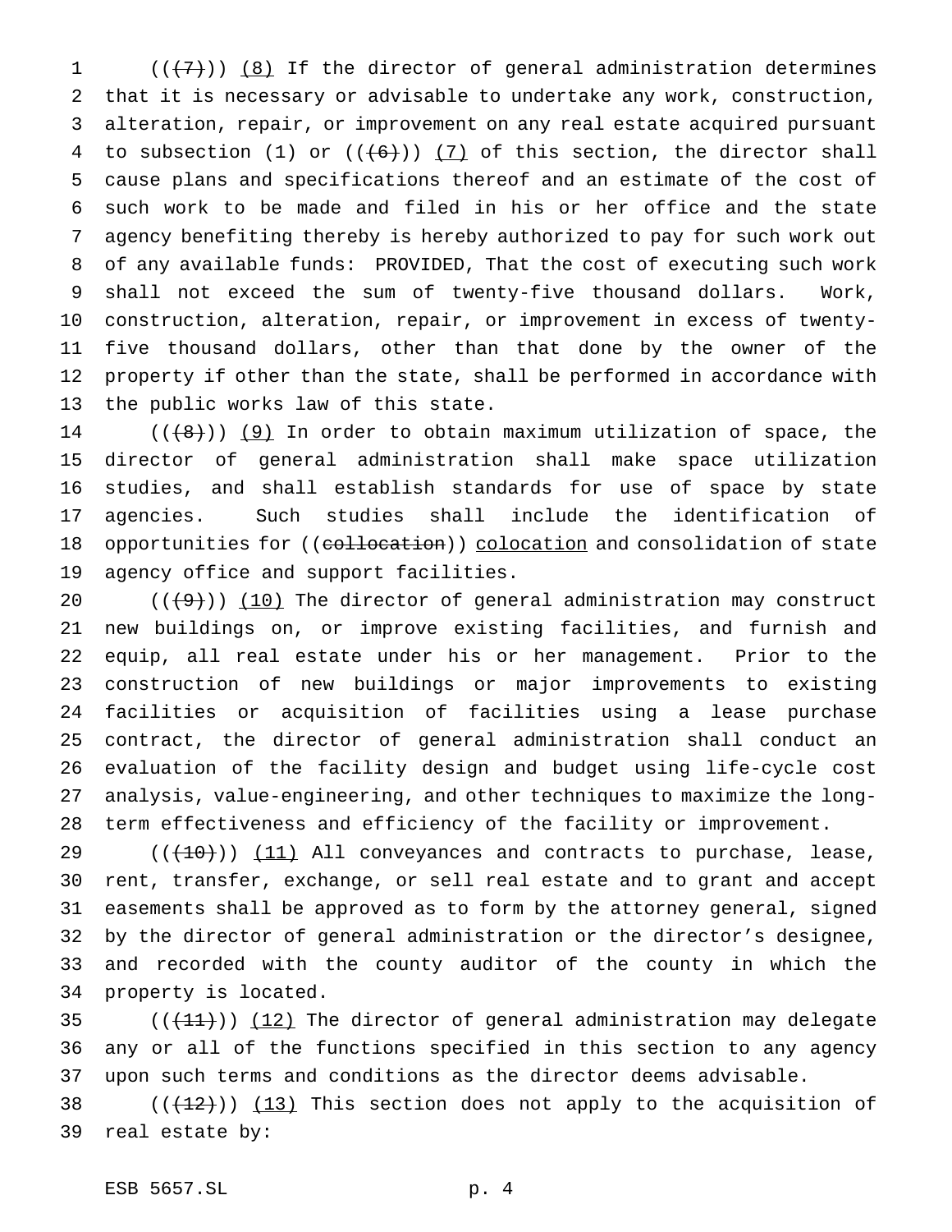((~~(7)~~)) (8) If the director of general administration determines that it is necessary or advisable to undertake any work, construction, alteration, repair, or improvement on any real estate acquired pursuant to subsection (1) or ((~~(6)~~)) (7) of this section, the director shall cause plans and specifications thereof and an estimate of the cost of such work to be made and filed in his or her office and the state agency benefiting thereby is hereby authorized to pay for such work out of any available funds: PROVIDED, That the cost of executing such work shall not exceed the sum of twenty-five thousand dollars. Work, construction, alteration, repair, or improvement in excess of twenty-five thousand dollars, other than that done by the owner of the property if other than the state, shall be performed in accordance with the public works law of this state.

((~~(8)~~)) (9) In order to obtain maximum utilization of space, the director of general administration shall make space utilization studies, and shall establish standards for use of space by state agencies. Such studies shall include the identification of opportunities for ((~~collocation~~)) colocation and consolidation of state agency office and support facilities.

((~~(9)~~)) (10) The director of general administration may construct new buildings on, or improve existing facilities, and furnish and equip, all real estate under his or her management. Prior to the construction of new buildings or major improvements to existing facilities or acquisition of facilities using a lease purchase contract, the director of general administration shall conduct an evaluation of the facility design and budget using life-cycle cost analysis, value-engineering, and other techniques to maximize the long-term effectiveness and efficiency of the facility or improvement.

((~~(10)~~)) (11) All conveyances and contracts to purchase, lease, rent, transfer, exchange, or sell real estate and to grant and accept easements shall be approved as to form by the attorney general, signed by the director of general administration or the director's designee, and recorded with the county auditor of the county in which the property is located.

((~~(11)~~)) (12) The director of general administration may delegate any or all of the functions specified in this section to any agency upon such terms and conditions as the director deems advisable.

((~~(12)~~)) (13) This section does not apply to the acquisition of real estate by: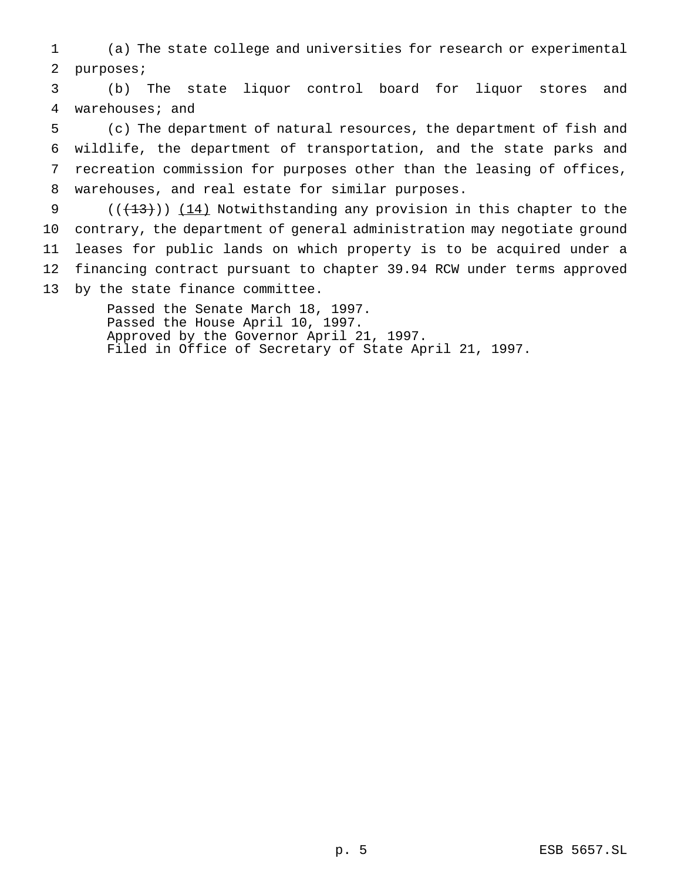(a) The state college and universities for research or experimental purposes;

(b) The state liquor control board for liquor stores and warehouses; and

(c) The department of natural resources, the department of fish and wildlife, the department of transportation, and the state parks and recreation commission for purposes other than the leasing of offices, warehouses, and real estate for similar purposes.

~~((13))~~ (14) Notwithstanding any provision in this chapter to the contrary, the department of general administration may negotiate ground leases for public lands on which property is to be acquired under a financing contract pursuant to chapter 39.94 RCW under terms approved by the state finance committee.

Passed the Senate March 18, 1997.
Passed the House April 10, 1997.
Approved by the Governor April 21, 1997.
Filed in Office of Secretary of State April 21, 1997.